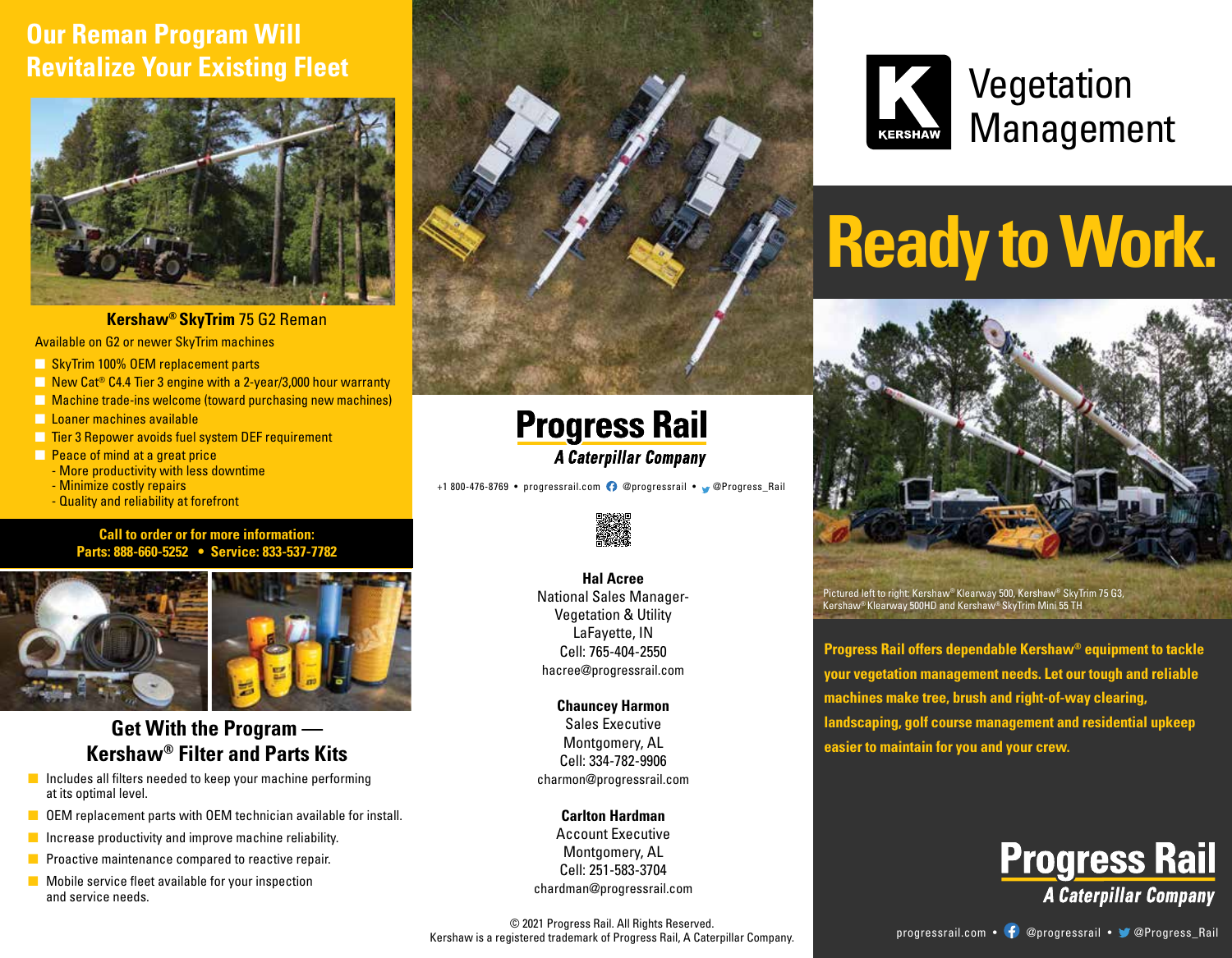## Our Reman Program Will Revitalize Your Existing Fleet

**Kershaw® SkyTrim** 75 G2 Reman

Available on G2 or newer SkyTrim machines

- SkyTrim 100% OEM replacement parts
- New Cat® C4.4 Tier 3 engine with a 2-year/3,000 hour warranty
- Machine trade-ins welcome (toward purchasing new machines)
- Loaner machines available
- Tier 3 Repower avoids fuel system DEF requirement
- Peace of mind at a great price
  - More productivity with less downtime
  - Minimize costly repairs
  - Quality and reliability at forefront

**Call to order or for more information:**
**Parts: 888-660-5252 • Service: 833-537-7782**

## Get With the Program — Kershaw® Filter and Parts Kits

- Includes all filters needed to keep your machine performing at its optimal level.
- OEM replacement parts with OEM technician available for install.
- Increase productivity and improve machine reliability.
- Proactive maintenance compared to reactive repair.
- Mobile service fleet available for your inspection and service needs.

**Progress Rail**
*A Caterpillar Company*

+1 800-476-8769 • progressrail.com • @progressrail • @Progress_Rail

**Hal Acree**
National Sales Manager-
Vegetation & Utility
LaFayette, IN
Cell: 765-404-2550
hacree@progressrail.com

**Chauncey Harmon**
Sales Executive
Montgomery, AL
Cell: 334-782-9906
charmon@progressrail.com

**Carlton Hardman**
Account Executive
Montgomery, AL
Cell: 251-583-3704
chardman@progressrail.com

© 2021 Progress Rail. All Rights Reserved.
Kershaw is a registered trademark of Progress Rail, A Caterpillar Company.

KERSHAW

# Vegetation Management

# Ready to Work.

Pictured left to right: Kershaw® Klearway 500, Kershaw® SkyTrim 75 G3, Kershaw® Klearway 500HD and Kershaw® SkyTrim Mini 55 TH

**Progress Rail offers dependable Kershaw® equipment to tackle your vegetation management needs. Let our tough and reliable machines make tree, brush and right-of-way clearing, landscaping, golf course management and residential upkeep easier to maintain for you and your crew.**

**Progress Rail**
*A Caterpillar Company*

progressrail.com • @progressrail • @Progress_Rail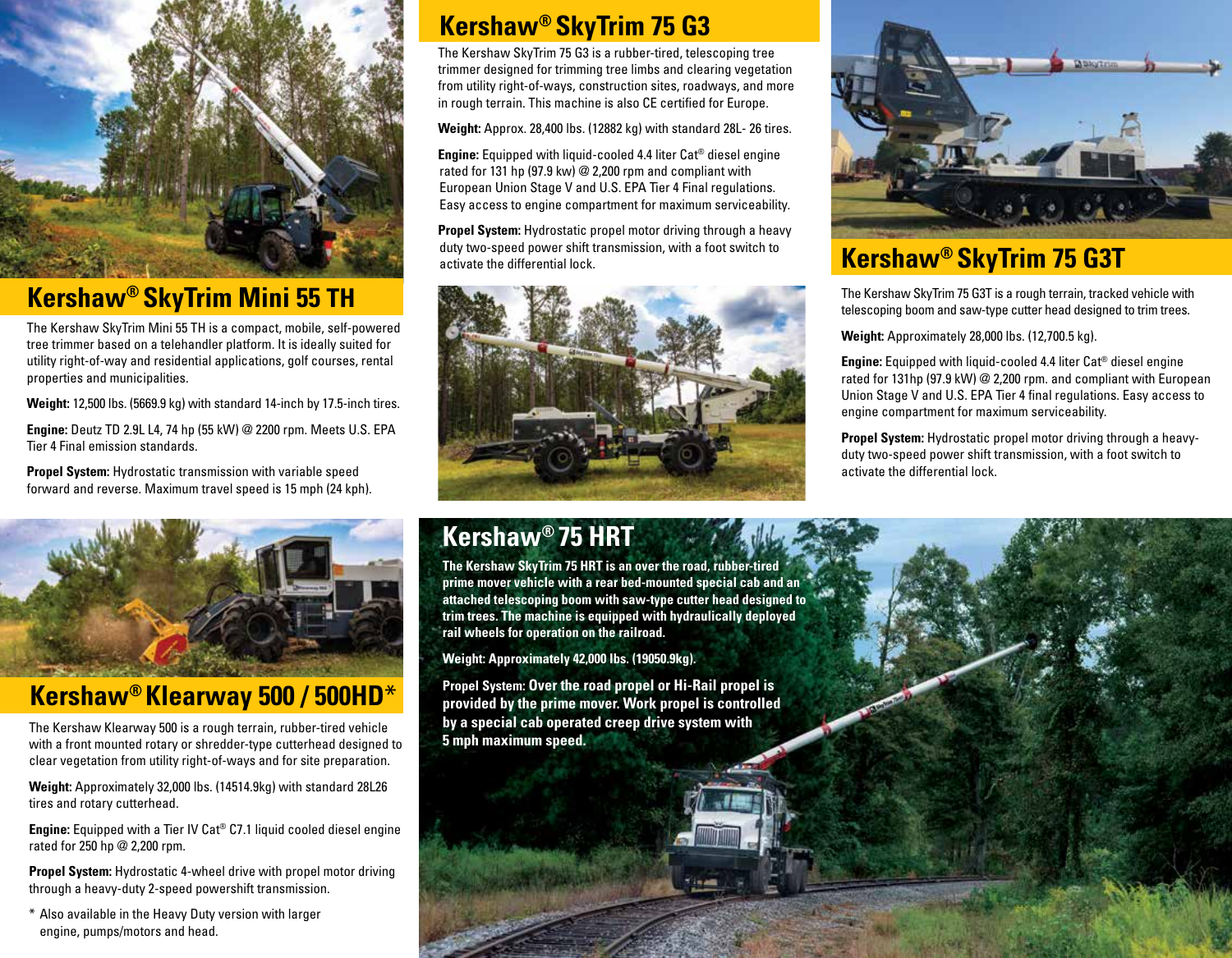## Kershaw® SkyTrim Mini 55 TH

The Kershaw SkyTrim Mini 55 TH is a compact, mobile, self-powered tree trimmer based on a telehandler platform. It is ideally suited for utility right-of-way and residential applications, golf courses, rental properties and municipalities.

**Weight:** 12,500 lbs. (5669.9 kg) with standard 14-inch by 17.5-inch tires.

**Engine:** Deutz TD 2.9L L4, 74 hp (55 kW) @ 2200 rpm. Meets U.S. EPA Tier 4 Final emission standards.

**Propel System:** Hydrostatic transmission with variable speed forward and reverse. Maximum travel speed is 15 mph (24 kph).

## Kershaw® SkyTrim 75 G3

The Kershaw SkyTrim 75 G3 is a rubber-tired, telescoping tree trimmer designed for trimming tree limbs and clearing vegetation from utility right-of-ways, construction sites, roadways, and more in rough terrain. This machine is also CE certified for Europe.

**Weight:** Approx. 28,400 lbs. (12882 kg) with standard 28L- 26 tires.

**Engine:** Equipped with liquid-cooled 4.4 liter Cat® diesel engine rated for 131 hp (97.9 kw) @ 2,200 rpm and compliant with European Union Stage V and U.S. EPA Tier 4 Final regulations. Easy access to engine compartment for maximum serviceability.

**Propel System:** Hydrostatic propel motor driving through a heavy duty two-speed power shift transmission, with a foot switch to activate the differential lock.

## Kershaw® SkyTrim 75 G3T

The Kershaw SkyTrim 75 G3T is a rough terrain, tracked vehicle with telescoping boom and saw-type cutter head designed to trim trees.

**Weight:** Approximately 28,000 lbs. (12,700.5 kg).

**Engine:** Equipped with liquid-cooled 4.4 liter Cat® diesel engine rated for 131hp (97.9 kW) @ 2,200 rpm. and compliant with European Union Stage V and U.S. EPA Tier 4 final regulations. Easy access to engine compartment for maximum serviceability.

**Propel System:** Hydrostatic propel motor driving through a heavy-duty two-speed power shift transmission, with a foot switch to activate the differential lock.

## Kershaw® Klearway 500 / 500HD*

The Kershaw Klearway 500 is a rough terrain, rubber-tired vehicle with a front mounted rotary or shredder-type cutterhead designed to clear vegetation from utility right-of-ways and for site preparation.

**Weight:** Approximately 32,000 lbs. (14514.9kg) with standard 28L26 tires and rotary cutterhead.

**Engine:** Equipped with a Tier IV Cat® C7.1 liquid cooled diesel engine rated for 250 hp @ 2,200 rpm.

**Propel System:** Hydrostatic 4-wheel drive with propel motor driving through a heavy-duty 2-speed powershift transmission.

\* Also available in the Heavy Duty version with larger engine, pumps/motors and head.

## Kershaw® 75 HRT

The Kershaw SkyTrim 75 HRT is an over the road, rubber-tired prime mover vehicle with a rear bed-mounted special cab and an attached telescoping boom with saw-type cutter head designed to trim trees. The machine is equipped with hydraulically deployed rail wheels for operation on the railroad.

**Weight:** Approximately 42,000 lbs. (19050.9kg).

**Propel System:** Over the road propel or Hi-Rail propel is provided by the prime mover. Work propel is controlled by a special cab operated creep drive system with 5 mph maximum speed.